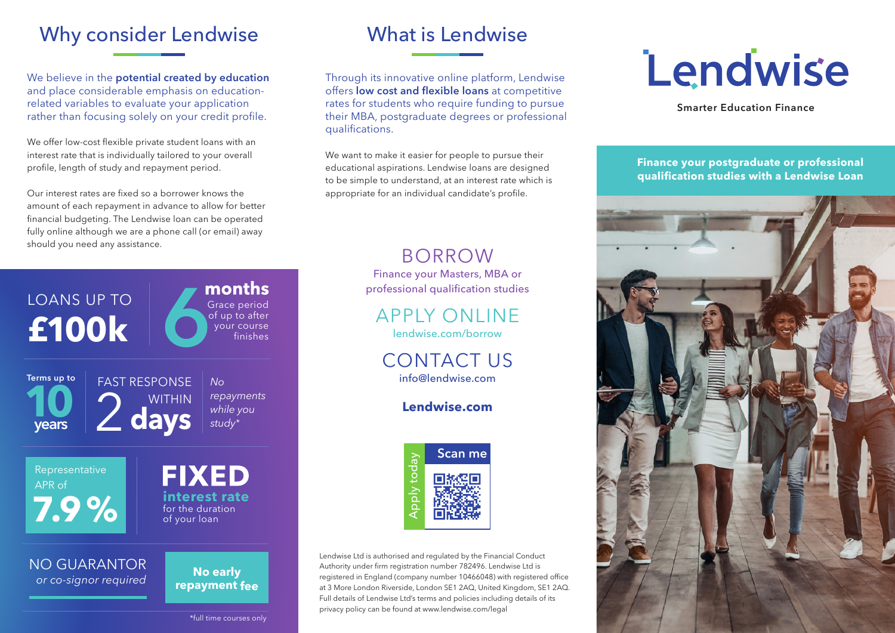## Why consider Lendwise

We believe in the **potential created by education** and place considerable emphasis on education-related variables to evaluate your application rather than focusing solely on your credit profile.

We offer low-cost flexible private student loans with an interest rate that is individually tailored to your overall profile, length of study and repayment period.

Our interest rates are fixed so a borrower knows the amount of each repayment in advance to allow for better financial budgeting. The Lendwise loan can be operated fully online although we are a phone call (or email) away should you need any assistance.

LOANS UP TO **£100k**

**6 months** Grace period of up to after your course finishes

Terms up to **10 years**

FAST RESPONSE WITHIN 2 **days**

*No repayments while you study**

Representative APR of **7.9 %**

**FIXED interest rate** for the duration of your loan

NO GUARANTOR *or co-signor required*

**No early repayment fee**

*full time courses only

## What is Lendwise

Through its innovative online platform, Lendwise offers **low cost and flexible loans** at competitive rates for students who require funding to pursue their MBA, postgraduate degrees or professional qualifications.

We want to make it easier for people to pursue their educational aspirations. Lendwise loans are designed to be simple to understand, at an interest rate which is appropriate for an individual candidate's profile.

BORROW
Finance your Masters, MBA or professional qualification studies

APPLY ONLINE
lendwise.com/borrow

CONTACT US
info@lendwise.com

**Lendwise.com**

Apply today — Scan me

Lendwise Ltd is authorised and regulated by the Financial Conduct Authority under firm registration number 782496. Lendwise Ltd is registered in England (company number 10466048) with registered office at 3 More London Riverside, London SE1 2AQ, United Kingdom, SE1 2AQ. Full details of Lendwise Ltd's terms and policies including details of its privacy policy can be found at www.lendwise.com/legal

# Lendwise

Smarter Education Finance

**Finance your postgraduate or professional qualification studies with a Lendwise Loan**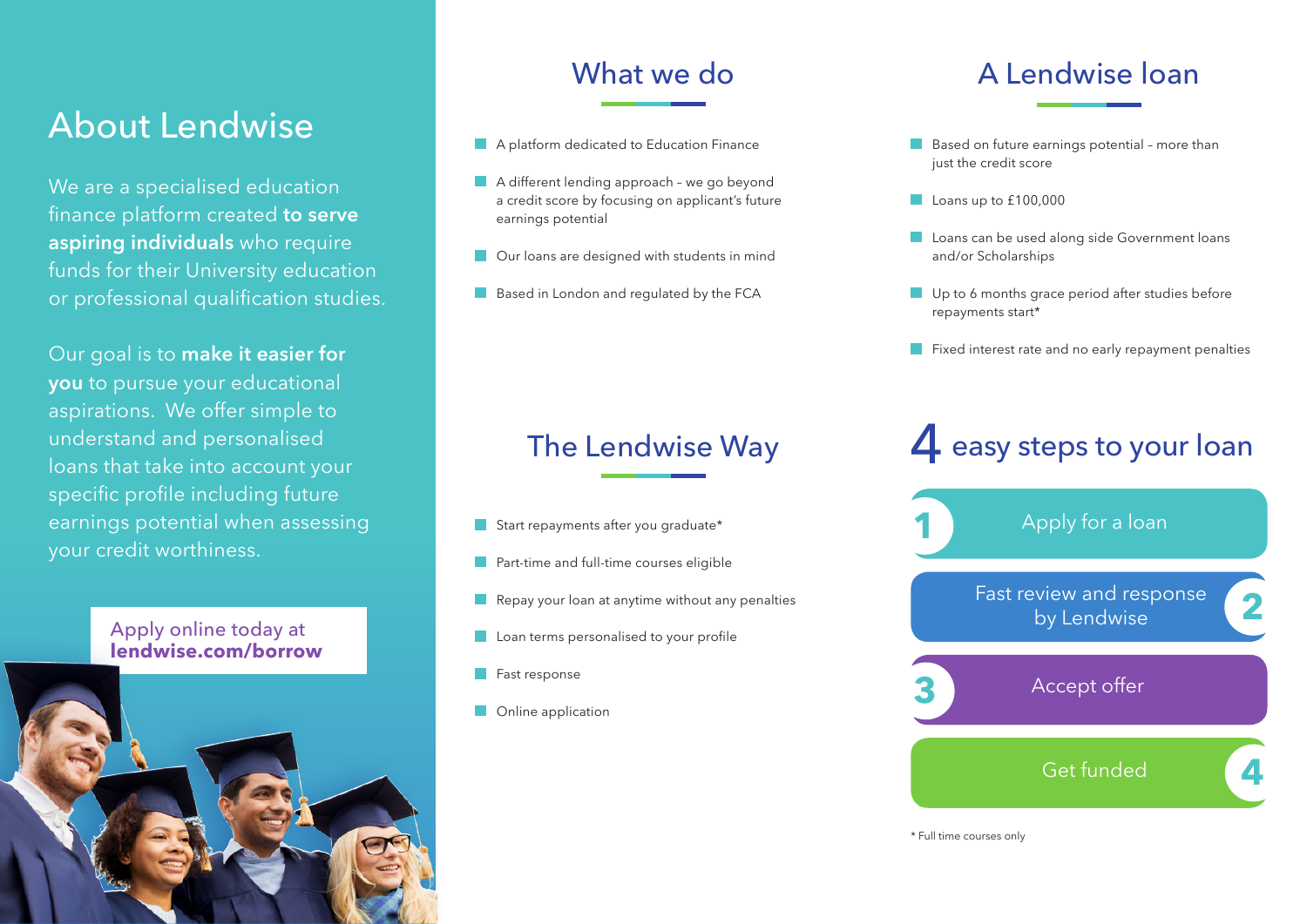# About Lendwise

We are a specialised education finance platform created **to serve aspiring individuals** who require funds for their University education or professional qualification studies.

Our goal is to **make it easier for you** to pursue your educational aspirations. We offer simple to understand and personalised loans that take into account your specific profile including future earnings potential when assessing your credit worthiness.

Apply online today at **lendwise.com/borrow**

## What we do

- A platform dedicated to Education Finance
- A different lending approach – we go beyond a credit score by focusing on applicant's future earnings potential
- Our loans are designed with students in mind
- Based in London and regulated by the FCA

## The Lendwise Way

- Start repayments after you graduate*
- Part-time and full-time courses eligible
- Repay your loan at anytime without any penalties
- Loan terms personalised to your profile
- Fast response
- Online application

## A Lendwise loan

- Based on future earnings potential – more than just the credit score
- Loans up to £100,000
- Loans can be used along side Government loans and/or Scholarships
- Up to 6 months grace period after studies before repayments start*
- Fixed interest rate and no early repayment penalties

## 4 easy steps to your loan

1. Apply for a loan
2. Fast review and response by Lendwise
3. Accept offer
4. Get funded

\* Full time courses only